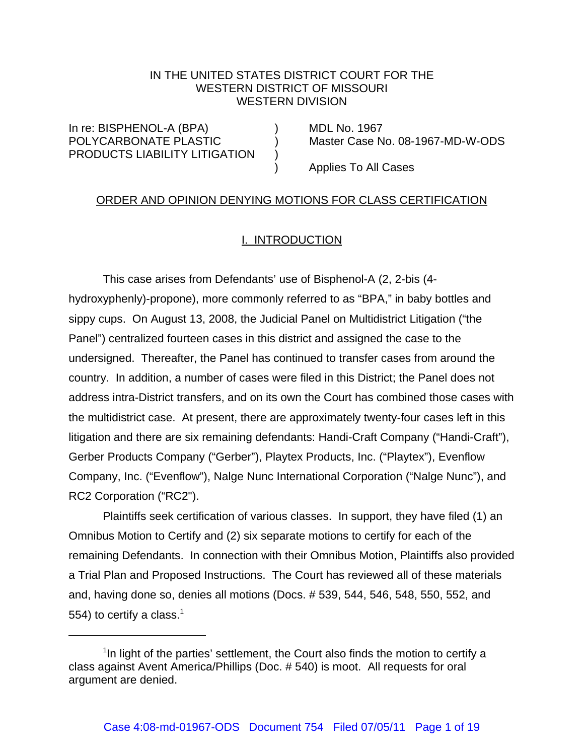IN THE UNITED STATES DISTRICT COURT FOR THE
WESTERN DISTRICT OF MISSOURI
WESTERN DIVISION

| | | |
|---|---|---|
| In re: BISPHENOL-A (BPA) POLYCARBONATE PLASTIC PRODUCTS LIABILITY LITIGATION | ) ) ) ) | MDL No. 1967 Master Case No. 08-1967-MD-W-ODS Applies To All Cases |

ORDER AND OPINION DENYING MOTIONS FOR CLASS CERTIFICATION

## I. INTRODUCTION

This case arises from Defendants' use of Bisphenol-A (2, 2-bis (4-hydroxyphenly)-propone), more commonly referred to as "BPA," in baby bottles and sippy cups. On August 13, 2008, the Judicial Panel on Multidistrict Litigation ("the Panel") centralized fourteen cases in this district and assigned the case to the undersigned. Thereafter, the Panel has continued to transfer cases from around the country. In addition, a number of cases were filed in this District; the Panel does not address intra-District transfers, and on its own the Court has combined those cases with the multidistrict case. At present, there are approximately twenty-four cases left in this litigation and there are six remaining defendants: Handi-Craft Company ("Handi-Craft"), Gerber Products Company ("Gerber"), Playtex Products, Inc. ("Playtex"), Evenflow Company, Inc. ("Evenflow"), Nalge Nunc International Corporation ("Nalge Nunc"), and RC2 Corporation ("RC2").

Plaintiffs seek certification of various classes. In support, they have filed (1) an Omnibus Motion to Certify and (2) six separate motions to certify for each of the remaining Defendants. In connection with their Omnibus Motion, Plaintiffs also provided a Trial Plan and Proposed Instructions. The Court has reviewed all of these materials and, having done so, denies all motions (Docs. # 539, 544, 546, 548, 550, 552, and 554) to certify a class.[1]

[1] In light of the parties' settlement, the Court also finds the motion to certify a class against Avent America/Phillips (Doc. # 540) is moot. All requests for oral argument are denied.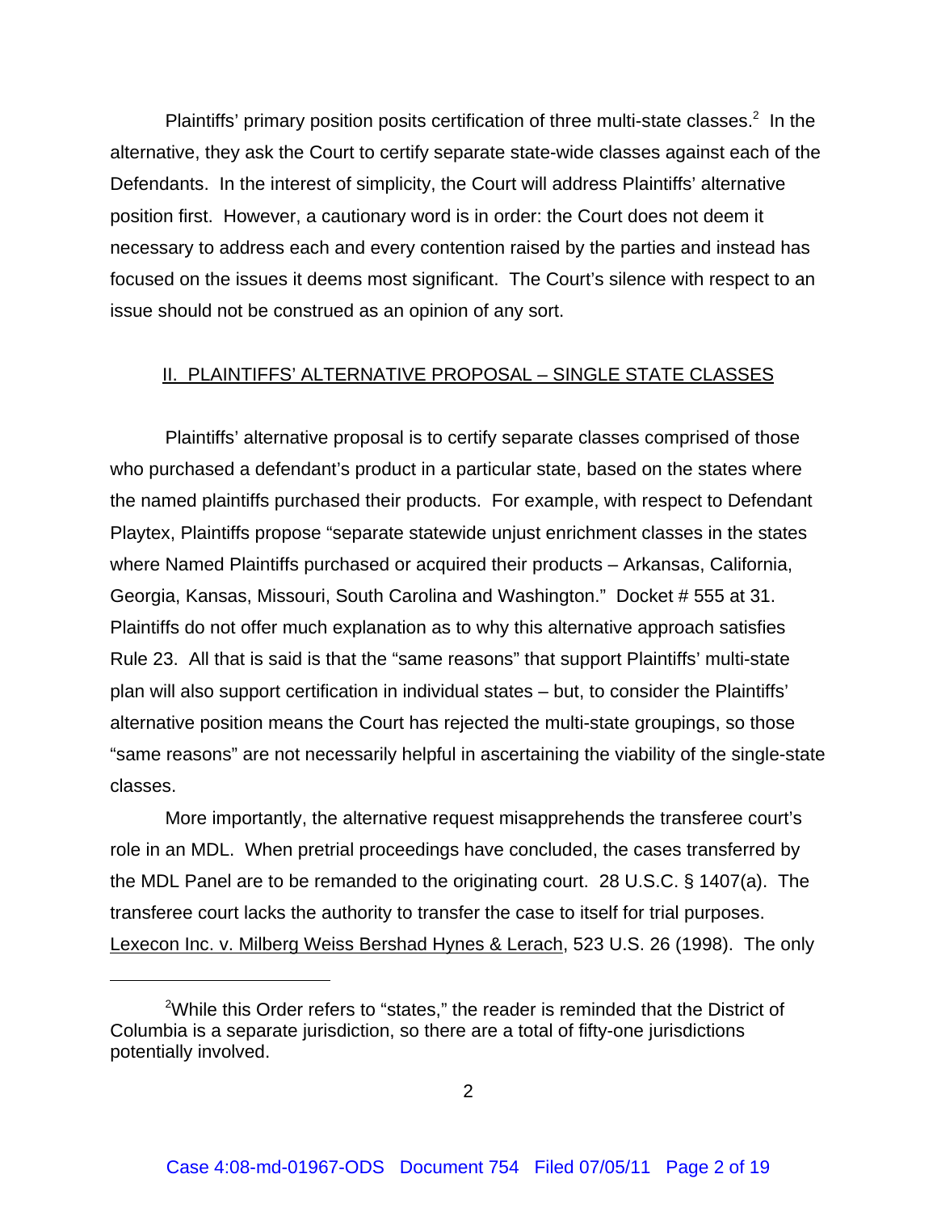Plaintiffs' primary position posits certification of three multi-state classes.[2] In the alternative, they ask the Court to certify separate state-wide classes against each of the Defendants. In the interest of simplicity, the Court will address Plaintiffs' alternative position first. However, a cautionary word is in order: the Court does not deem it necessary to address each and every contention raised by the parties and instead has focused on the issues it deems most significant. The Court's silence with respect to an issue should not be construed as an opinion of any sort.

## II. PLAINTIFFS' ALTERNATIVE PROPOSAL – SINGLE STATE CLASSES

Plaintiffs' alternative proposal is to certify separate classes comprised of those who purchased a defendant's product in a particular state, based on the states where the named plaintiffs purchased their products. For example, with respect to Defendant Playtex, Plaintiffs propose "separate statewide unjust enrichment classes in the states where Named Plaintiffs purchased or acquired their products – Arkansas, California, Georgia, Kansas, Missouri, South Carolina and Washington." Docket # 555 at 31. Plaintiffs do not offer much explanation as to why this alternative approach satisfies Rule 23. All that is said is that the "same reasons" that support Plaintiffs' multi-state plan will also support certification in individual states – but, to consider the Plaintiffs' alternative position means the Court has rejected the multi-state groupings, so those "same reasons" are not necessarily helpful in ascertaining the viability of the single-state classes.

More importantly, the alternative request misapprehends the transferee court's role in an MDL. When pretrial proceedings have concluded, the cases transferred by the MDL Panel are to be remanded to the originating court. 28 U.S.C. § 1407(a). The transferee court lacks the authority to transfer the case to itself for trial purposes. Lexecon Inc. v. Milberg Weiss Bershad Hynes & Lerach, 523 U.S. 26 (1998). The only

[2] While this Order refers to "states," the reader is reminded that the District of Columbia is a separate jurisdiction, so there are a total of fifty-one jurisdictions potentially involved.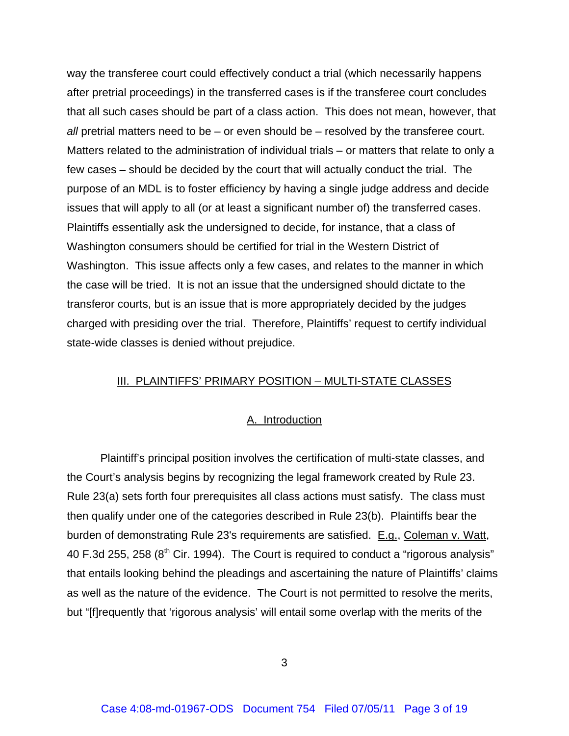way the transferee court could effectively conduct a trial (which necessarily happens after pretrial proceedings) in the transferred cases is if the transferee court concludes that all such cases should be part of a class action. This does not mean, however, that *all* pretrial matters need to be – or even should be – resolved by the transferee court. Matters related to the administration of individual trials – or matters that relate to only a few cases – should be decided by the court that will actually conduct the trial. The purpose of an MDL is to foster efficiency by having a single judge address and decide issues that will apply to all (or at least a significant number of) the transferred cases. Plaintiffs essentially ask the undersigned to decide, for instance, that a class of Washington consumers should be certified for trial in the Western District of Washington. This issue affects only a few cases, and relates to the manner in which the case will be tried. It is not an issue that the undersigned should dictate to the transferor courts, but is an issue that is more appropriately decided by the judges charged with presiding over the trial. Therefore, Plaintiffs' request to certify individual state-wide classes is denied without prejudice.

## III. PLAINTIFFS' PRIMARY POSITION – MULTI-STATE CLASSES

### A. Introduction

Plaintiff's principal position involves the certification of multi-state classes, and the Court's analysis begins by recognizing the legal framework created by Rule 23. Rule 23(a) sets forth four prerequisites all class actions must satisfy. The class must then qualify under one of the categories described in Rule 23(b). Plaintiffs bear the burden of demonstrating Rule 23's requirements are satisfied. E.g., Coleman v. Watt, 40 F.3d 255, 258 (8th Cir. 1994). The Court is required to conduct a "rigorous analysis" that entails looking behind the pleadings and ascertaining the nature of Plaintiffs' claims as well as the nature of the evidence. The Court is not permitted to resolve the merits, but "[f]requently that 'rigorous analysis' will entail some overlap with the merits of the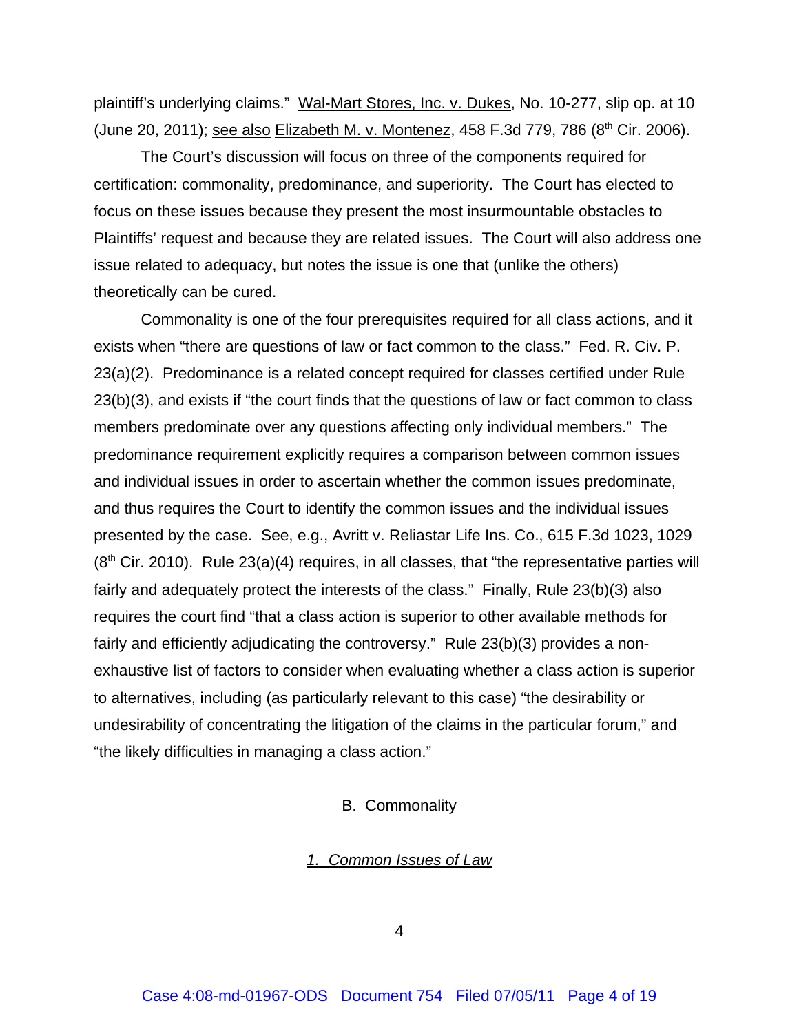plaintiff's underlying claims." Wal-Mart Stores, Inc. v. Dukes, No. 10-277, slip op. at 10 (June 20, 2011); see also Elizabeth M. v. Montenez, 458 F.3d 779, 786 (8th Cir. 2006).

The Court's discussion will focus on three of the components required for certification: commonality, predominance, and superiority. The Court has elected to focus on these issues because they present the most insurmountable obstacles to Plaintiffs' request and because they are related issues. The Court will also address one issue related to adequacy, but notes the issue is one that (unlike the others) theoretically can be cured.

Commonality is one of the four prerequisites required for all class actions, and it exists when "there are questions of law or fact common to the class." Fed. R. Civ. P. 23(a)(2). Predominance is a related concept required for classes certified under Rule 23(b)(3), and exists if "the court finds that the questions of law or fact common to class members predominate over any questions affecting only individual members." The predominance requirement explicitly requires a comparison between common issues and individual issues in order to ascertain whether the common issues predominate, and thus requires the Court to identify the common issues and the individual issues presented by the case. See, e.g., Avritt v. Reliastar Life Ins. Co., 615 F.3d 1023, 1029 (8th Cir. 2010). Rule 23(a)(4) requires, in all classes, that "the representative parties will fairly and adequately protect the interests of the class." Finally, Rule 23(b)(3) also requires the court find "that a class action is superior to other available methods for fairly and efficiently adjudicating the controversy." Rule 23(b)(3) provides a non-exhaustive list of factors to consider when evaluating whether a class action is superior to alternatives, including (as particularly relevant to this case) "the desirability or undesirability of concentrating the litigation of the claims in the particular forum," and "the likely difficulties in managing a class action."

## B. Commonality

### *1. Common Issues of Law*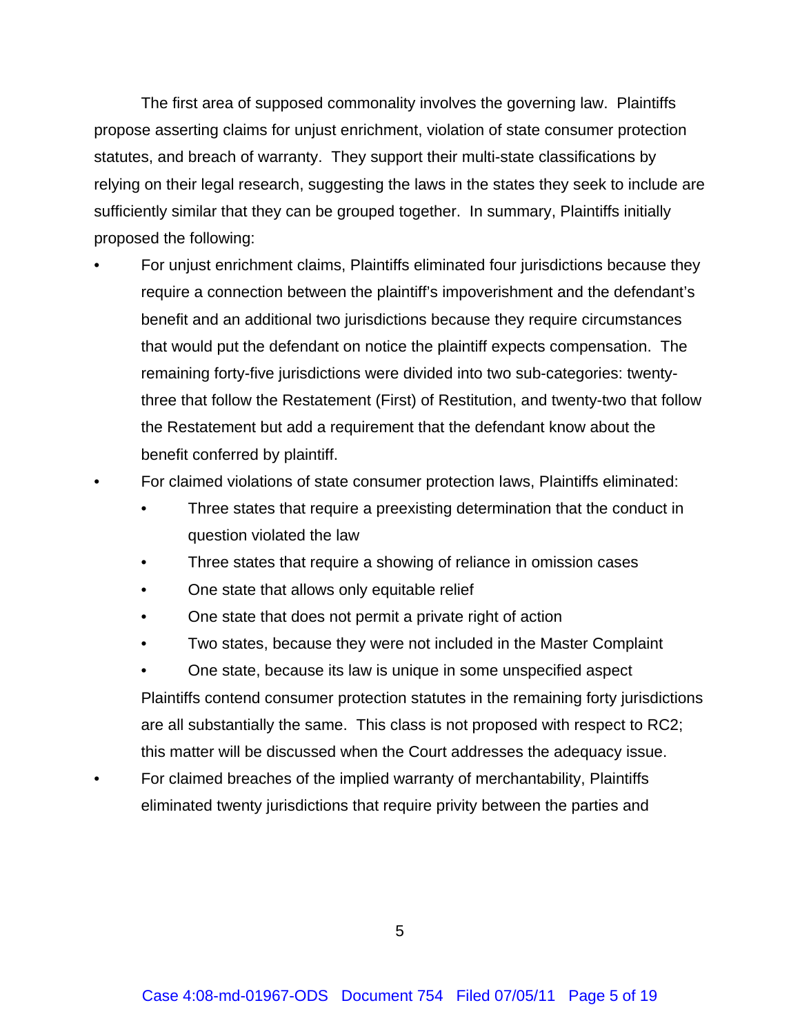The first area of supposed commonality involves the governing law. Plaintiffs propose asserting claims for unjust enrichment, violation of state consumer protection statutes, and breach of warranty. They support their multi-state classifications by relying on their legal research, suggesting the laws in the states they seek to include are sufficiently similar that they can be grouped together. In summary, Plaintiffs initially proposed the following:

- For unjust enrichment claims, Plaintiffs eliminated four jurisdictions because they require a connection between the plaintiff's impoverishment and the defendant's benefit and an additional two jurisdictions because they require circumstances that would put the defendant on notice the plaintiff expects compensation. The remaining forty-five jurisdictions were divided into two sub-categories: twenty-three that follow the Restatement (First) of Restitution, and twenty-two that follow the Restatement but add a requirement that the defendant know about the benefit conferred by plaintiff.
- For claimed violations of state consumer protection laws, Plaintiffs eliminated:
  - Three states that require a preexisting determination that the conduct in question violated the law
  - Three states that require a showing of reliance in omission cases
  - One state that allows only equitable relief
  - One state that does not permit a private right of action
  - Two states, because they were not included in the Master Complaint
  - One state, because its law is unique in some unspecified aspect

  Plaintiffs contend consumer protection statutes in the remaining forty jurisdictions are all substantially the same. This class is not proposed with respect to RC2; this matter will be discussed when the Court addresses the adequacy issue.
- For claimed breaches of the implied warranty of merchantability, Plaintiffs eliminated twenty jurisdictions that require privity between the parties and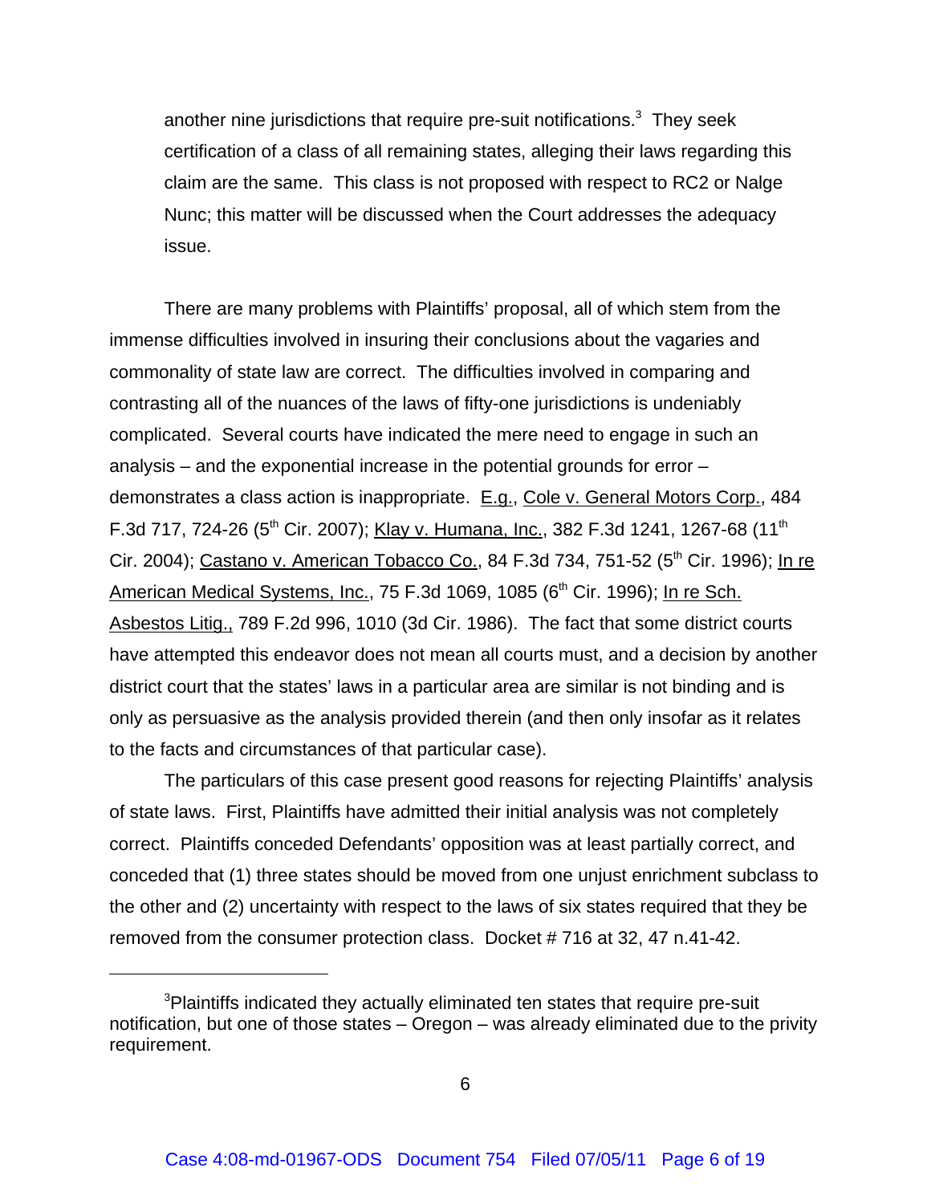another nine jurisdictions that require pre-suit notifications.[3] They seek certification of a class of all remaining states, alleging their laws regarding this claim are the same. This class is not proposed with respect to RC2 or Nalge Nunc; this matter will be discussed when the Court addresses the adequacy issue.

There are many problems with Plaintiffs' proposal, all of which stem from the immense difficulties involved in insuring their conclusions about the vagaries and commonality of state law are correct. The difficulties involved in comparing and contrasting all of the nuances of the laws of fifty-one jurisdictions is undeniably complicated. Several courts have indicated the mere need to engage in such an analysis – and the exponential increase in the potential grounds for error – demonstrates a class action is inappropriate. E.g., Cole v. General Motors Corp., 484 F.3d 717, 724-26 (5th Cir. 2007); Klay v. Humana, Inc., 382 F.3d 1241, 1267-68 (11th Cir. 2004); Castano v. American Tobacco Co., 84 F.3d 734, 751-52 (5th Cir. 1996); In re American Medical Systems, Inc., 75 F.3d 1069, 1085 (6th Cir. 1996); In re Sch. Asbestos Litig., 789 F.2d 996, 1010 (3d Cir. 1986). The fact that some district courts have attempted this endeavor does not mean all courts must, and a decision by another district court that the states' laws in a particular area are similar is not binding and is only as persuasive as the analysis provided therein (and then only insofar as it relates to the facts and circumstances of that particular case).

The particulars of this case present good reasons for rejecting Plaintiffs' analysis of state laws. First, Plaintiffs have admitted their initial analysis was not completely correct. Plaintiffs conceded Defendants' opposition was at least partially correct, and conceded that (1) three states should be moved from one unjust enrichment subclass to the other and (2) uncertainty with respect to the laws of six states required that they be removed from the consumer protection class. Docket # 716 at 32, 47 n.41-42.

---

[3]Plaintiffs indicated they actually eliminated ten states that require pre-suit notification, but one of those states – Oregon – was already eliminated due to the privity requirement.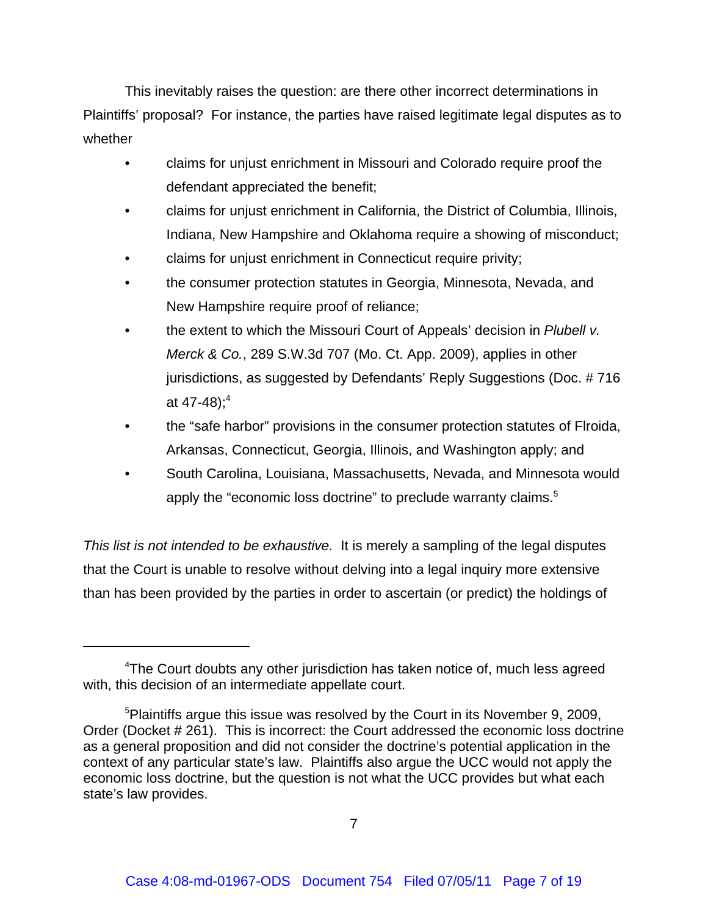This inevitably raises the question: are there other incorrect determinations in Plaintiffs' proposal? For instance, the parties have raised legitimate legal disputes as to whether

- claims for unjust enrichment in Missouri and Colorado require proof the defendant appreciated the benefit;
- claims for unjust enrichment in California, the District of Columbia, Illinois, Indiana, New Hampshire and Oklahoma require a showing of misconduct;
- claims for unjust enrichment in Connecticut require privity;
- the consumer protection statutes in Georgia, Minnesota, Nevada, and New Hampshire require proof of reliance;
- the extent to which the Missouri Court of Appeals' decision in *Plubell v. Merck & Co.*, 289 S.W.3d 707 (Mo. Ct. App. 2009), applies in other jurisdictions, as suggested by Defendants' Reply Suggestions (Doc. # 716 at 47-48);[4]
- the "safe harbor" provisions in the consumer protection statutes of Flroida, Arkansas, Connecticut, Georgia, Illinois, and Washington apply; and
- South Carolina, Louisiana, Massachusetts, Nevada, and Minnesota would apply the "economic loss doctrine" to preclude warranty claims.[5]

*This list is not intended to be exhaustive.* It is merely a sampling of the legal disputes that the Court is unable to resolve without delving into a legal inquiry more extensive than has been provided by the parties in order to ascertain (or predict) the holdings of

---

[4]The Court doubts any other jurisdiction has taken notice of, much less agreed with, this decision of an intermediate appellate court.

[5]Plaintiffs argue this issue was resolved by the Court in its November 9, 2009, Order (Docket # 261). This is incorrect: the Court addressed the economic loss doctrine as a general proposition and did not consider the doctrine's potential application in the context of any particular state's law. Plaintiffs also argue the UCC would not apply the economic loss doctrine, but the question is not what the UCC provides but what each state's law provides.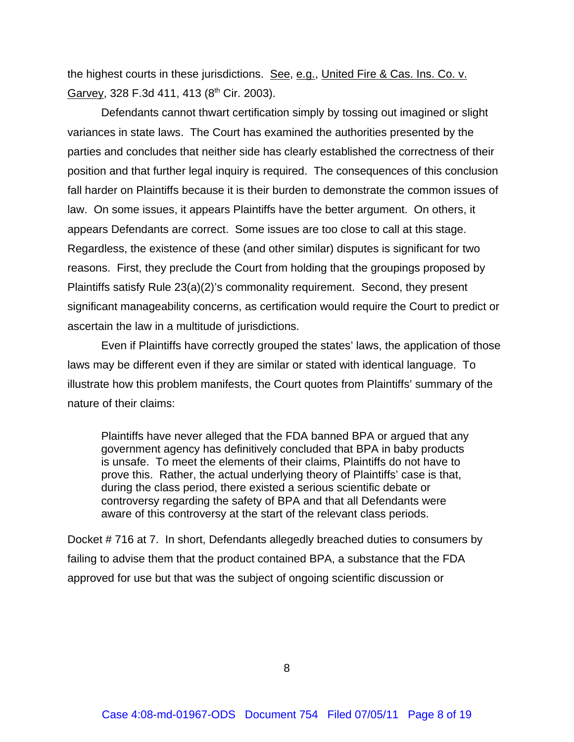the highest courts in these jurisdictions. See, e.g., United Fire & Cas. Ins. Co. v. Garvey, 328 F.3d 411, 413 (8th Cir. 2003).

Defendants cannot thwart certification simply by tossing out imagined or slight variances in state laws. The Court has examined the authorities presented by the parties and concludes that neither side has clearly established the correctness of their position and that further legal inquiry is required. The consequences of this conclusion fall harder on Plaintiffs because it is their burden to demonstrate the common issues of law. On some issues, it appears Plaintiffs have the better argument. On others, it appears Defendants are correct. Some issues are too close to call at this stage. Regardless, the existence of these (and other similar) disputes is significant for two reasons. First, they preclude the Court from holding that the groupings proposed by Plaintiffs satisfy Rule 23(a)(2)'s commonality requirement. Second, they present significant manageability concerns, as certification would require the Court to predict or ascertain the law in a multitude of jurisdictions.

Even if Plaintiffs have correctly grouped the states' laws, the application of those laws may be different even if they are similar or stated with identical language. To illustrate how this problem manifests, the Court quotes from Plaintiffs' summary of the nature of their claims:

> Plaintiffs have never alleged that the FDA banned BPA or argued that any government agency has definitively concluded that BPA in baby products is unsafe. To meet the elements of their claims, Plaintiffs do not have to prove this. Rather, the actual underlying theory of Plaintiffs' case is that, during the class period, there existed a serious scientific debate or controversy regarding the safety of BPA and that all Defendants were aware of this controversy at the start of the relevant class periods.

Docket # 716 at 7. In short, Defendants allegedly breached duties to consumers by failing to advise them that the product contained BPA, a substance that the FDA approved for use but that was the subject of ongoing scientific discussion or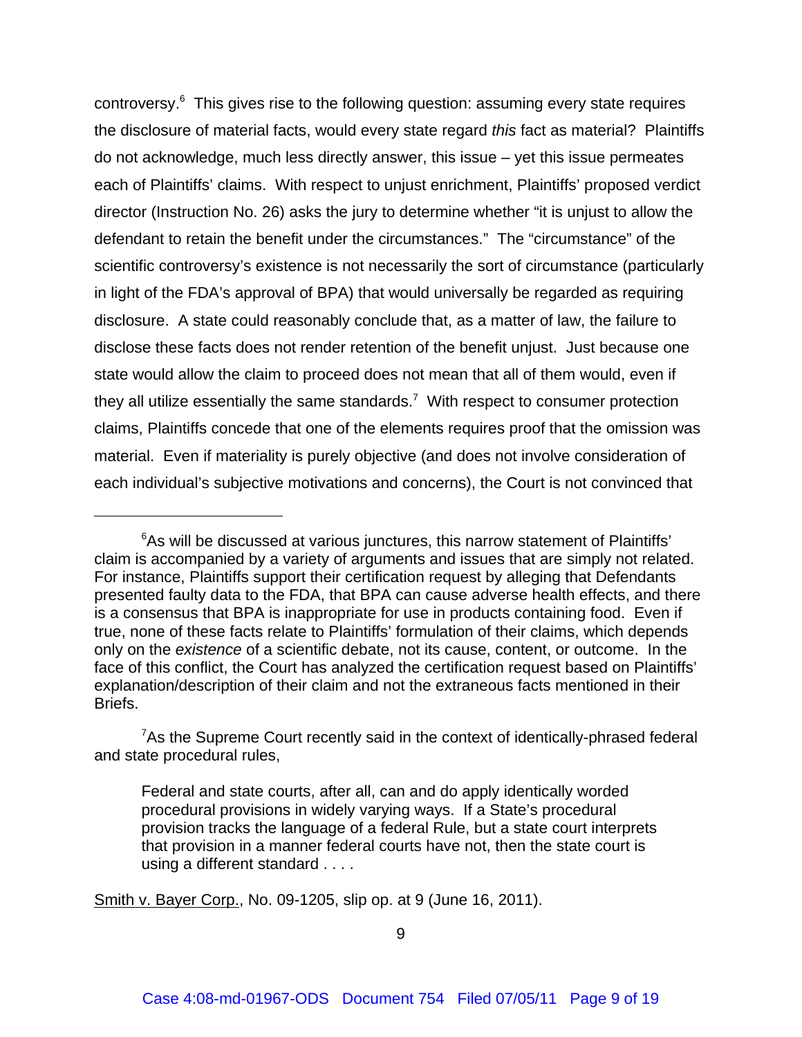controversy.[6] This gives rise to the following question: assuming every state requires the disclosure of material facts, would every state regard *this* fact as material? Plaintiffs do not acknowledge, much less directly answer, this issue – yet this issue permeates each of Plaintiffs' claims. With respect to unjust enrichment, Plaintiffs' proposed verdict director (Instruction No. 26) asks the jury to determine whether "it is unjust to allow the defendant to retain the benefit under the circumstances." The "circumstance" of the scientific controversy's existence is not necessarily the sort of circumstance (particularly in light of the FDA's approval of BPA) that would universally be regarded as requiring disclosure. A state could reasonably conclude that, as a matter of law, the failure to disclose these facts does not render retention of the benefit unjust. Just because one state would allow the claim to proceed does not mean that all of them would, even if they all utilize essentially the same standards.[7] With respect to consumer protection claims, Plaintiffs concede that one of the elements requires proof that the omission was material. Even if materiality is purely objective (and does not involve consideration of each individual's subjective motivations and concerns), the Court is not convinced that

---

[6]As will be discussed at various junctures, this narrow statement of Plaintiffs' claim is accompanied by a variety of arguments and issues that are simply not related. For instance, Plaintiffs support their certification request by alleging that Defendants presented faulty data to the FDA, that BPA can cause adverse health effects, and there is a consensus that BPA is inappropriate for use in products containing food. Even if true, none of these facts relate to Plaintiffs' formulation of their claims, which depends only on the *existence* of a scientific debate, not its cause, content, or outcome. In the face of this conflict, the Court has analyzed the certification request based on Plaintiffs' explanation/description of their claim and not the extraneous facts mentioned in their Briefs.

[7]As the Supreme Court recently said in the context of identically-phrased federal and state procedural rules,

> Federal and state courts, after all, can and do apply identically worded procedural provisions in widely varying ways. If a State's procedural provision tracks the language of a federal Rule, but a state court interprets that provision in a manner federal courts have not, then the state court is using a different standard . . . .

Smith v. Bayer Corp., No. 09-1205, slip op. at 9 (June 16, 2011).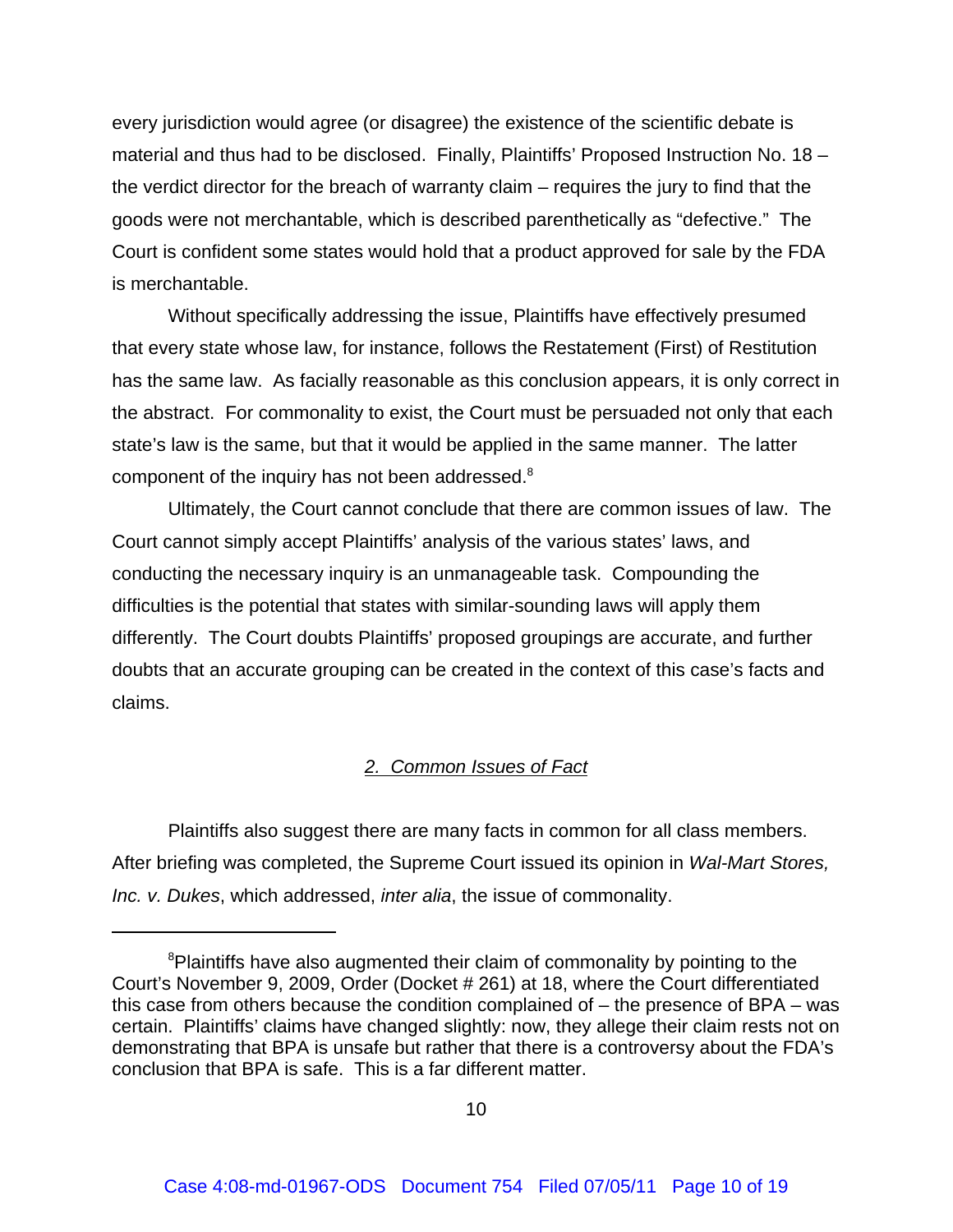every jurisdiction would agree (or disagree) the existence of the scientific debate is material and thus had to be disclosed. Finally, Plaintiffs' Proposed Instruction No. 18 – the verdict director for the breach of warranty claim – requires the jury to find that the goods were not merchantable, which is described parenthetically as "defective." The Court is confident some states would hold that a product approved for sale by the FDA is merchantable.

Without specifically addressing the issue, Plaintiffs have effectively presumed that every state whose law, for instance, follows the Restatement (First) of Restitution has the same law. As facially reasonable as this conclusion appears, it is only correct in the abstract. For commonality to exist, the Court must be persuaded not only that each state's law is the same, but that it would be applied in the same manner. The latter component of the inquiry has not been addressed.[8]

Ultimately, the Court cannot conclude that there are common issues of law. The Court cannot simply accept Plaintiffs' analysis of the various states' laws, and conducting the necessary inquiry is an unmanageable task. Compounding the difficulties is the potential that states with similar-sounding laws will apply them differently. The Court doubts Plaintiffs' proposed groupings are accurate, and further doubts that an accurate grouping can be created in the context of this case's facts and claims.

### *2. Common Issues of Fact*

Plaintiffs also suggest there are many facts in common for all class members. After briefing was completed, the Supreme Court issued its opinion in *Wal-Mart Stores, Inc. v. Dukes*, which addressed, *inter alia*, the issue of commonality.

---

[8] Plaintiffs have also augmented their claim of commonality by pointing to the Court's November 9, 2009, Order (Docket # 261) at 18, where the Court differentiated this case from others because the condition complained of – the presence of BPA – was certain. Plaintiffs' claims have changed slightly: now, they allege their claim rests not on demonstrating that BPA is unsafe but rather that there is a controversy about the FDA's conclusion that BPA is safe. This is a far different matter.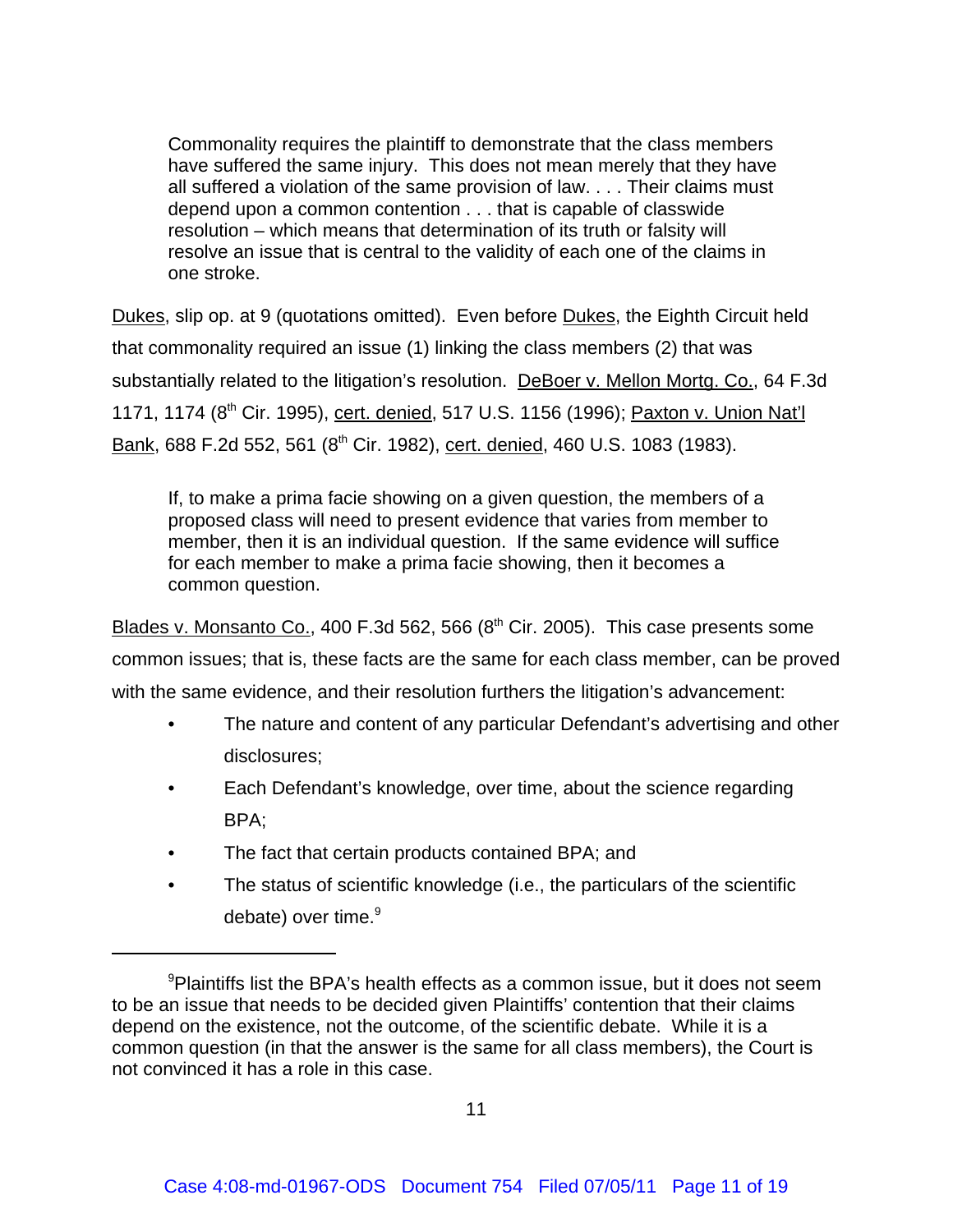> Commonality requires the plaintiff to demonstrate that the class members have suffered the same injury. This does not mean merely that they have all suffered a violation of the same provision of law. . . . Their claims must depend upon a common contention . . . that is capable of classwide resolution – which means that determination of its truth or falsity will resolve an issue that is central to the validity of each one of the claims in one stroke.

Dukes, slip op. at 9 (quotations omitted). Even before Dukes, the Eighth Circuit held that commonality required an issue (1) linking the class members (2) that was substantially related to the litigation's resolution. DeBoer v. Mellon Mortg. Co., 64 F.3d 1171, 1174 (8th Cir. 1995), cert. denied, 517 U.S. 1156 (1996); Paxton v. Union Nat'l Bank, 688 F.2d 552, 561 (8th Cir. 1982), cert. denied, 460 U.S. 1083 (1983).

> If, to make a prima facie showing on a given question, the members of a proposed class will need to present evidence that varies from member to member, then it is an individual question. If the same evidence will suffice for each member to make a prima facie showing, then it becomes a common question.

Blades v. Monsanto Co., 400 F.3d 562, 566 (8th Cir. 2005). This case presents some common issues; that is, these facts are the same for each class member, can be proved with the same evidence, and their resolution furthers the litigation's advancement:

- The nature and content of any particular Defendant's advertising and other disclosures;
- Each Defendant's knowledge, over time, about the science regarding BPA;
- The fact that certain products contained BPA; and
- The status of scientific knowledge (i.e., the particulars of the scientific debate) over time.[9]

---

[9]Plaintiffs list the BPA's health effects as a common issue, but it does not seem to be an issue that needs to be decided given Plaintiffs' contention that their claims depend on the existence, not the outcome, of the scientific debate. While it is a common question (in that the answer is the same for all class members), the Court is not convinced it has a role in this case.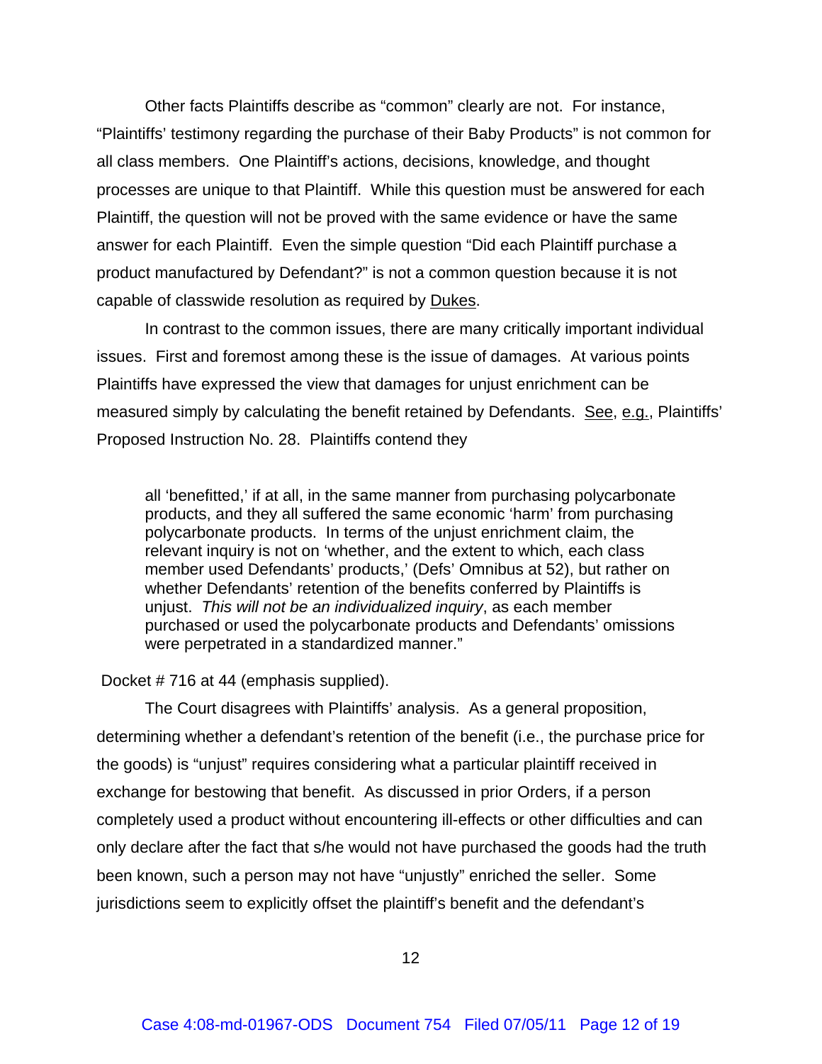Other facts Plaintiffs describe as "common" clearly are not. For instance, "Plaintiffs' testimony regarding the purchase of their Baby Products" is not common for all class members. One Plaintiff's actions, decisions, knowledge, and thought processes are unique to that Plaintiff. While this question must be answered for each Plaintiff, the question will not be proved with the same evidence or have the same answer for each Plaintiff. Even the simple question "Did each Plaintiff purchase a product manufactured by Defendant?" is not a common question because it is not capable of classwide resolution as required by Dukes.

In contrast to the common issues, there are many critically important individual issues. First and foremost among these is the issue of damages. At various points Plaintiffs have expressed the view that damages for unjust enrichment can be measured simply by calculating the benefit retained by Defendants. See, e.g., Plaintiffs' Proposed Instruction No. 28. Plaintiffs contend they

> all 'benefitted,' if at all, in the same manner from purchasing polycarbonate products, and they all suffered the same economic 'harm' from purchasing polycarbonate products. In terms of the unjust enrichment claim, the relevant inquiry is not on 'whether, and the extent to which, each class member used Defendants' products,' (Defs' Omnibus at 52), but rather on whether Defendants' retention of the benefits conferred by Plaintiffs is unjust. *This will not be an individualized inquiry*, as each member purchased or used the polycarbonate products and Defendants' omissions were perpetrated in a standardized manner."

Docket # 716 at 44 (emphasis supplied).

The Court disagrees with Plaintiffs' analysis. As a general proposition, determining whether a defendant's retention of the benefit (i.e., the purchase price for the goods) is "unjust" requires considering what a particular plaintiff received in exchange for bestowing that benefit. As discussed in prior Orders, if a person completely used a product without encountering ill-effects or other difficulties and can only declare after the fact that s/he would not have purchased the goods had the truth been known, such a person may not have "unjustly" enriched the seller. Some jurisdictions seem to explicitly offset the plaintiff's benefit and the defendant's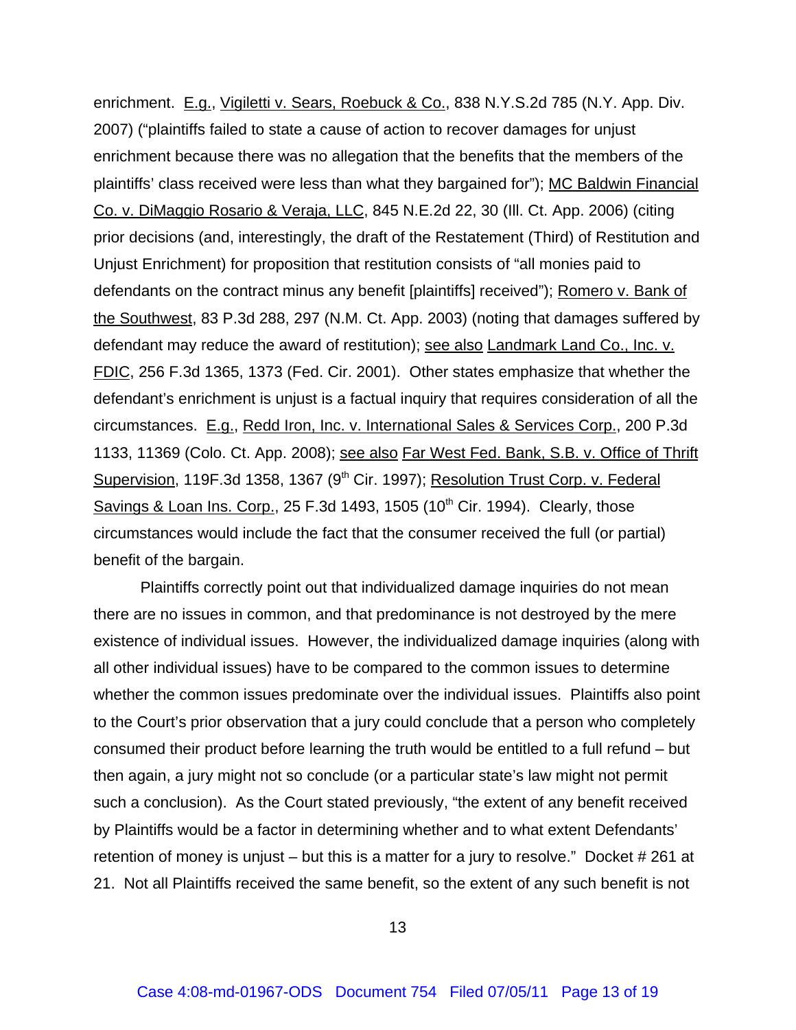enrichment. E.g., Vigiletti v. Sears, Roebuck & Co., 838 N.Y.S.2d 785 (N.Y. App. Div. 2007) ("plaintiffs failed to state a cause of action to recover damages for unjust enrichment because there was no allegation that the benefits that the members of the plaintiffs' class received were less than what they bargained for"); MC Baldwin Financial Co. v. DiMaggio Rosario & Veraja, LLC, 845 N.E.2d 22, 30 (Ill. Ct. App. 2006) (citing prior decisions (and, interestingly, the draft of the Restatement (Third) of Restitution and Unjust Enrichment) for proposition that restitution consists of "all monies paid to defendants on the contract minus any benefit [plaintiffs] received"); Romero v. Bank of the Southwest, 83 P.3d 288, 297 (N.M. Ct. App. 2003) (noting that damages suffered by defendant may reduce the award of restitution); see also Landmark Land Co., Inc. v. FDIC, 256 F.3d 1365, 1373 (Fed. Cir. 2001). Other states emphasize that whether the defendant's enrichment is unjust is a factual inquiry that requires consideration of all the circumstances. E.g., Redd Iron, Inc. v. International Sales & Services Corp., 200 P.3d 1133, 11369 (Colo. Ct. App. 2008); see also Far West Fed. Bank, S.B. v. Office of Thrift Supervision, 119F.3d 1358, 1367 (9th Cir. 1997); Resolution Trust Corp. v. Federal Savings & Loan Ins. Corp., 25 F.3d 1493, 1505 (10th Cir. 1994). Clearly, those circumstances would include the fact that the consumer received the full (or partial) benefit of the bargain.

Plaintiffs correctly point out that individualized damage inquiries do not mean there are no issues in common, and that predominance is not destroyed by the mere existence of individual issues. However, the individualized damage inquiries (along with all other individual issues) have to be compared to the common issues to determine whether the common issues predominate over the individual issues. Plaintiffs also point to the Court's prior observation that a jury could conclude that a person who completely consumed their product before learning the truth would be entitled to a full refund – but then again, a jury might not so conclude (or a particular state's law might not permit such a conclusion). As the Court stated previously, "the extent of any benefit received by Plaintiffs would be a factor in determining whether and to what extent Defendants' retention of money is unjust – but this is a matter for a jury to resolve." Docket # 261 at 21. Not all Plaintiffs received the same benefit, so the extent of any such benefit is not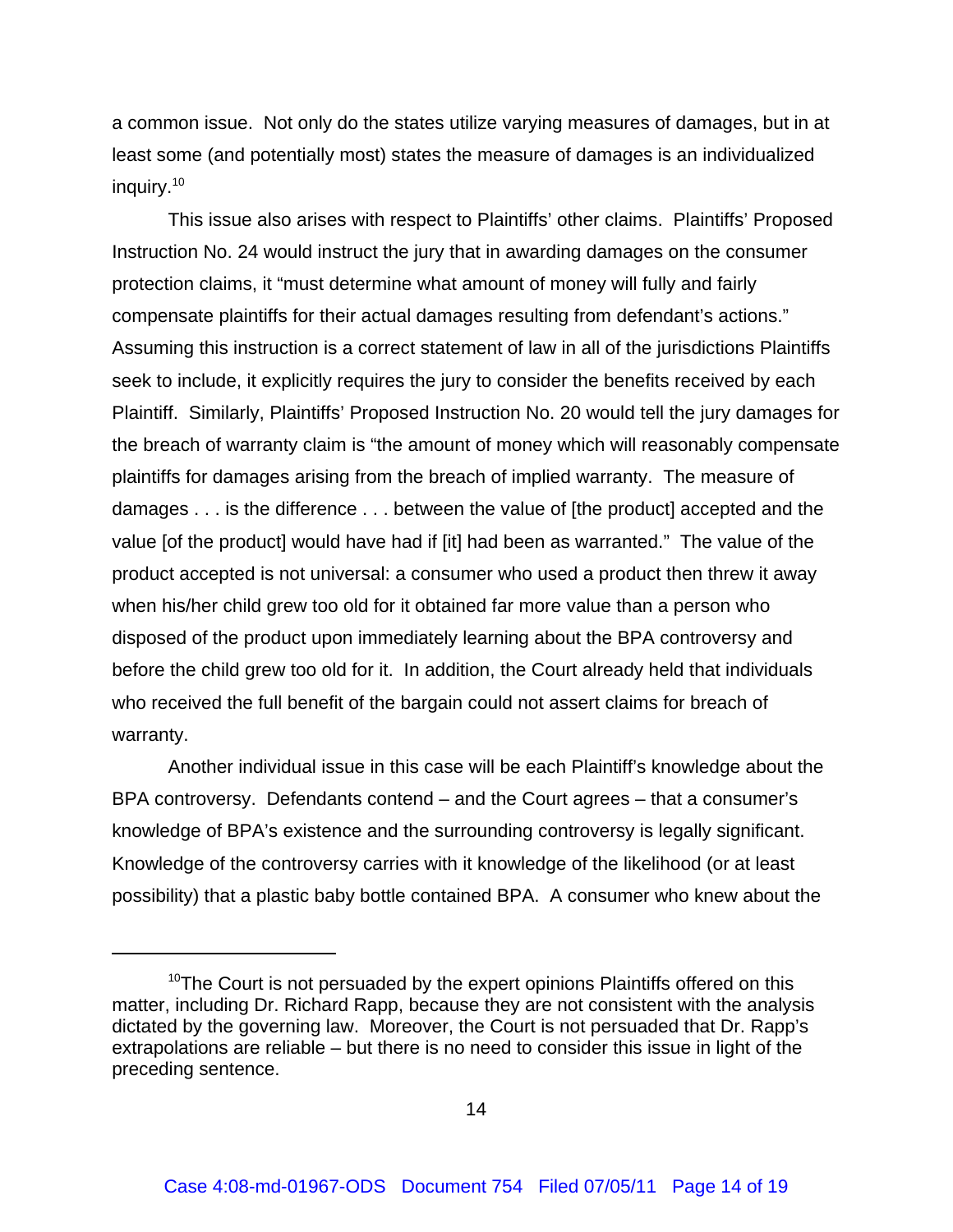a common issue. Not only do the states utilize varying measures of damages, but in at least some (and potentially most) states the measure of damages is an individualized inquiry.[10]

This issue also arises with respect to Plaintiffs' other claims. Plaintiffs' Proposed Instruction No. 24 would instruct the jury that in awarding damages on the consumer protection claims, it "must determine what amount of money will fully and fairly compensate plaintiffs for their actual damages resulting from defendant's actions." Assuming this instruction is a correct statement of law in all of the jurisdictions Plaintiffs seek to include, it explicitly requires the jury to consider the benefits received by each Plaintiff. Similarly, Plaintiffs' Proposed Instruction No. 20 would tell the jury damages for the breach of warranty claim is "the amount of money which will reasonably compensate plaintiffs for damages arising from the breach of implied warranty. The measure of damages . . . is the difference . . . between the value of [the product] accepted and the value [of the product] would have had if [it] had been as warranted." The value of the product accepted is not universal: a consumer who used a product then threw it away when his/her child grew too old for it obtained far more value than a person who disposed of the product upon immediately learning about the BPA controversy and before the child grew too old for it. In addition, the Court already held that individuals who received the full benefit of the bargain could not assert claims for breach of warranty.

Another individual issue in this case will be each Plaintiff's knowledge about the BPA controversy. Defendants contend – and the Court agrees – that a consumer's knowledge of BPA's existence and the surrounding controversy is legally significant. Knowledge of the controversy carries with it knowledge of the likelihood (or at least possibility) that a plastic baby bottle contained BPA. A consumer who knew about the

---

[10] The Court is not persuaded by the expert opinions Plaintiffs offered on this matter, including Dr. Richard Rapp, because they are not consistent with the analysis dictated by the governing law. Moreover, the Court is not persuaded that Dr. Rapp's extrapolations are reliable – but there is no need to consider this issue in light of the preceding sentence.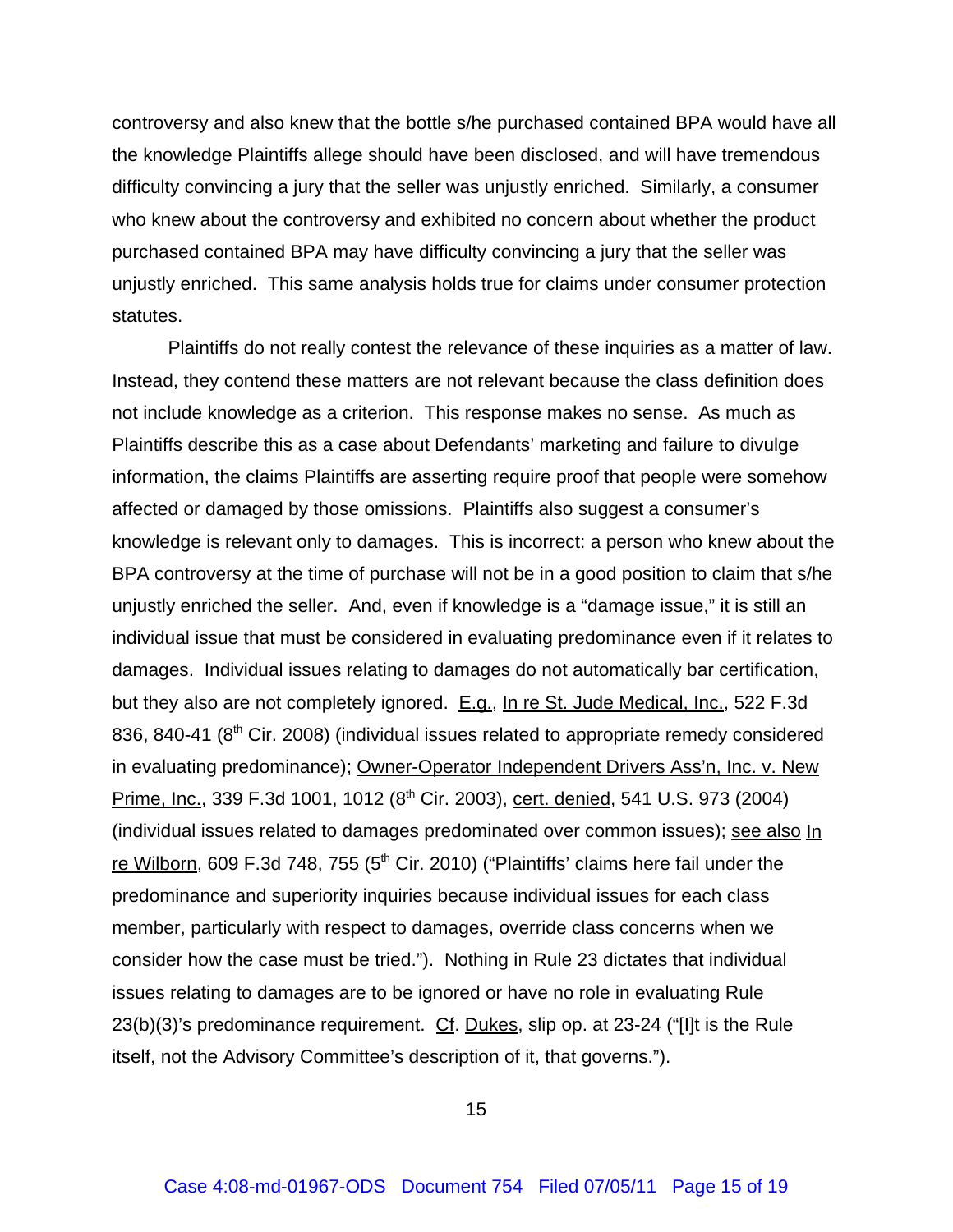controversy and also knew that the bottle s/he purchased contained BPA would have all the knowledge Plaintiffs allege should have been disclosed, and will have tremendous difficulty convincing a jury that the seller was unjustly enriched. Similarly, a consumer who knew about the controversy and exhibited no concern about whether the product purchased contained BPA may have difficulty convincing a jury that the seller was unjustly enriched. This same analysis holds true for claims under consumer protection statutes.

Plaintiffs do not really contest the relevance of these inquiries as a matter of law. Instead, they contend these matters are not relevant because the class definition does not include knowledge as a criterion. This response makes no sense. As much as Plaintiffs describe this as a case about Defendants' marketing and failure to divulge information, the claims Plaintiffs are asserting require proof that people were somehow affected or damaged by those omissions. Plaintiffs also suggest a consumer's knowledge is relevant only to damages. This is incorrect: a person who knew about the BPA controversy at the time of purchase will not be in a good position to claim that s/he unjustly enriched the seller. And, even if knowledge is a "damage issue," it is still an individual issue that must be considered in evaluating predominance even if it relates to damages. Individual issues relating to damages do not automatically bar certification, but they also are not completely ignored. E.g., In re St. Jude Medical, Inc., 522 F.3d 836, 840-41 (8th Cir. 2008) (individual issues related to appropriate remedy considered in evaluating predominance); Owner-Operator Independent Drivers Ass'n, Inc. v. New Prime, Inc., 339 F.3d 1001, 1012 (8th Cir. 2003), cert. denied, 541 U.S. 973 (2004) (individual issues related to damages predominated over common issues); see also In re Wilborn, 609 F.3d 748, 755 (5th Cir. 2010) ("Plaintiffs' claims here fail under the predominance and superiority inquiries because individual issues for each class member, particularly with respect to damages, override class concerns when we consider how the case must be tried."). Nothing in Rule 23 dictates that individual issues relating to damages are to be ignored or have no role in evaluating Rule 23(b)(3)'s predominance requirement. Cf. Dukes, slip op. at 23-24 ("[I]t is the Rule itself, not the Advisory Committee's description of it, that governs.").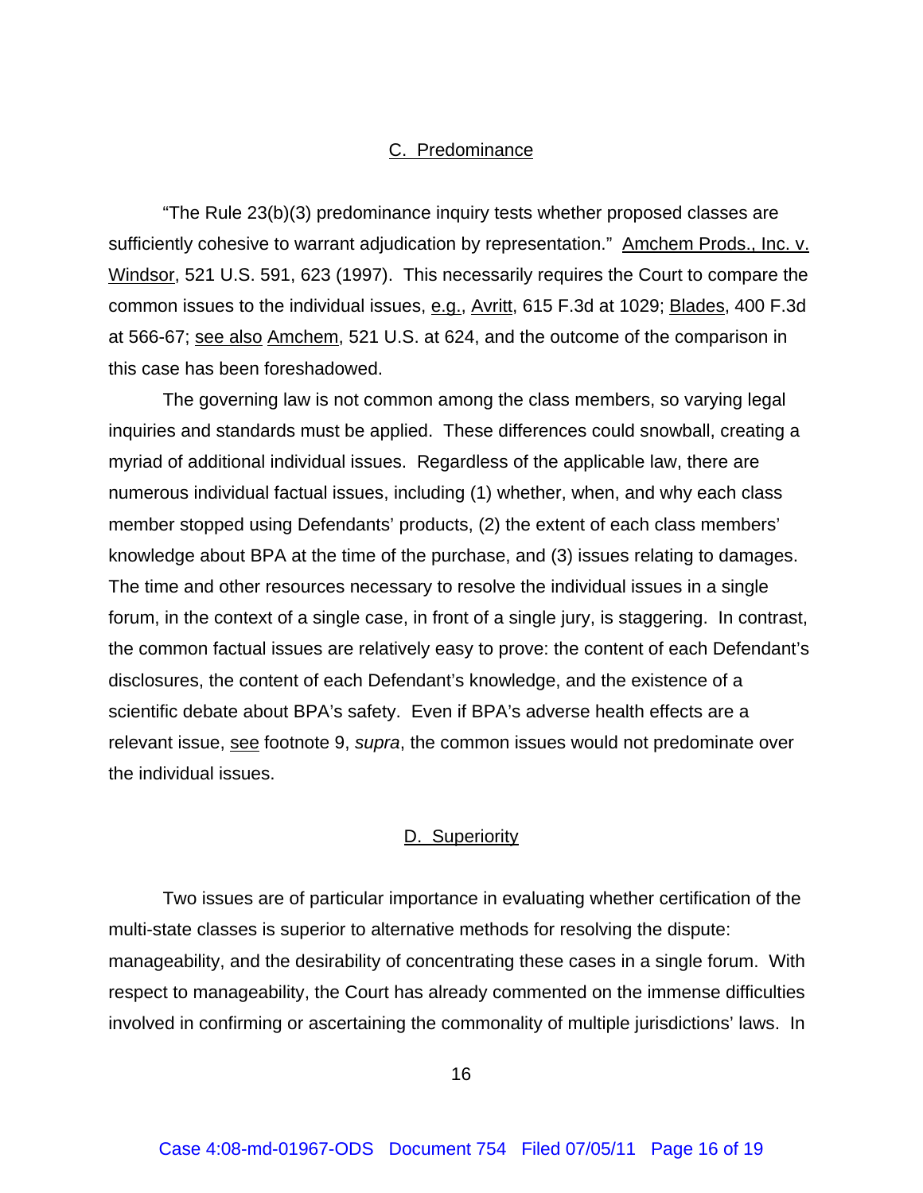## C. Predominance

"The Rule 23(b)(3) predominance inquiry tests whether proposed classes are sufficiently cohesive to warrant adjudication by representation." Amchem Prods., Inc. v. Windsor, 521 U.S. 591, 623 (1997). This necessarily requires the Court to compare the common issues to the individual issues, e.g., Avritt, 615 F.3d at 1029; Blades, 400 F.3d at 566-67; see also Amchem, 521 U.S. at 624, and the outcome of the comparison in this case has been foreshadowed.

The governing law is not common among the class members, so varying legal inquiries and standards must be applied. These differences could snowball, creating a myriad of additional individual issues. Regardless of the applicable law, there are numerous individual factual issues, including (1) whether, when, and why each class member stopped using Defendants' products, (2) the extent of each class members' knowledge about BPA at the time of the purchase, and (3) issues relating to damages. The time and other resources necessary to resolve the individual issues in a single forum, in the context of a single case, in front of a single jury, is staggering. In contrast, the common factual issues are relatively easy to prove: the content of each Defendant's disclosures, the content of each Defendant's knowledge, and the existence of a scientific debate about BPA's safety. Even if BPA's adverse health effects are a relevant issue, see footnote 9, *supra*, the common issues would not predominate over the individual issues.

## D. Superiority

Two issues are of particular importance in evaluating whether certification of the multi-state classes is superior to alternative methods for resolving the dispute: manageability, and the desirability of concentrating these cases in a single forum. With respect to manageability, the Court has already commented on the immense difficulties involved in confirming or ascertaining the commonality of multiple jurisdictions' laws. In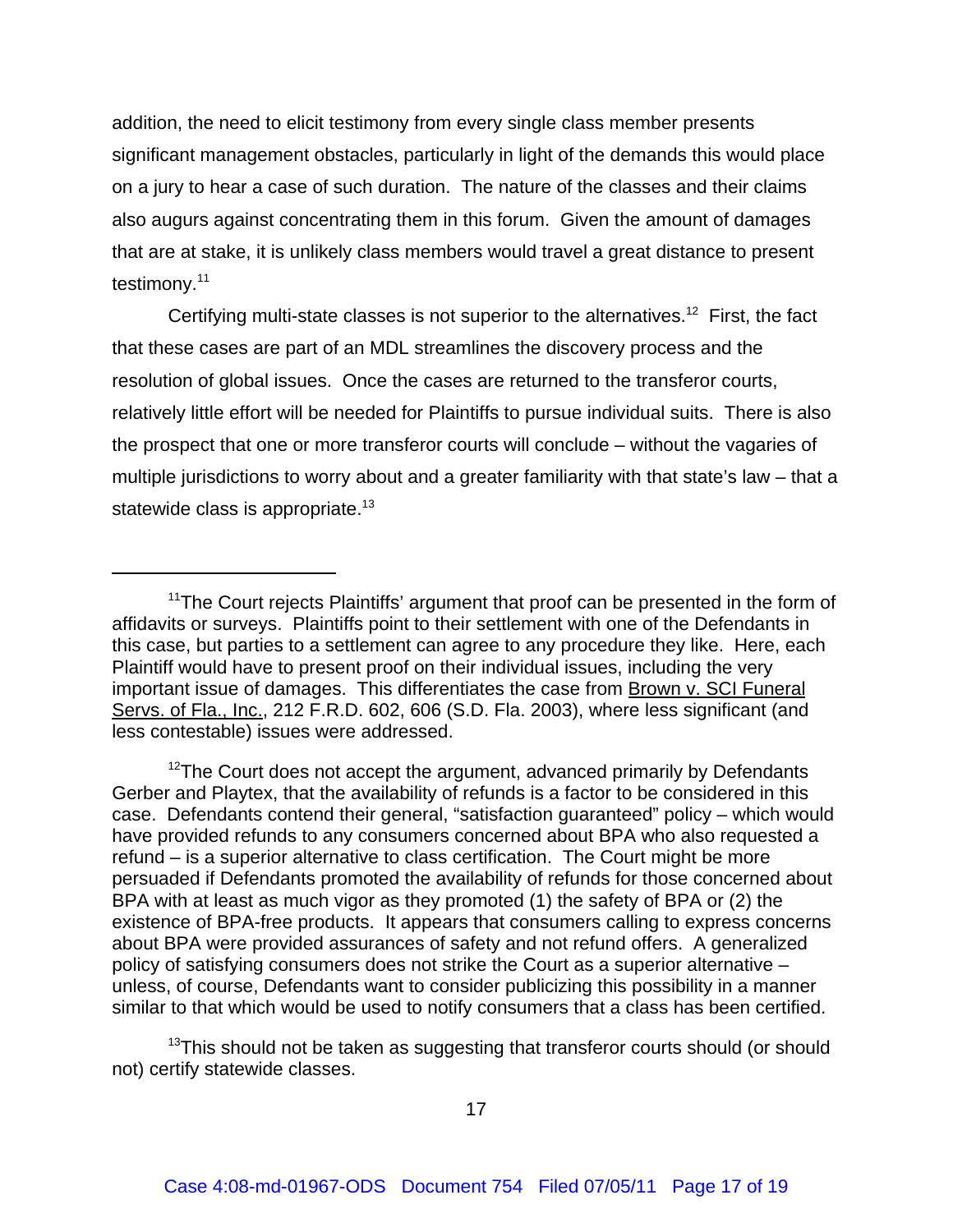addition, the need to elicit testimony from every single class member presents significant management obstacles, particularly in light of the demands this would place on a jury to hear a case of such duration. The nature of the classes and their claims also augurs against concentrating them in this forum. Given the amount of damages that are at stake, it is unlikely class members would travel a great distance to present testimony.[11]

Certifying multi-state classes is not superior to the alternatives.[12] First, the fact that these cases are part of an MDL streamlines the discovery process and the resolution of global issues. Once the cases are returned to the transferor courts, relatively little effort will be needed for Plaintiffs to pursue individual suits. There is also the prospect that one or more transferor courts will conclude – without the vagaries of multiple jurisdictions to worry about and a greater familiarity with that state's law – that a statewide class is appropriate.[13]

---

[11]The Court rejects Plaintiffs' argument that proof can be presented in the form of affidavits or surveys. Plaintiffs point to their settlement with one of the Defendants in this case, but parties to a settlement can agree to any procedure they like. Here, each Plaintiff would have to present proof on their individual issues, including the very important issue of damages. This differentiates the case from Brown v. SCI Funeral Servs. of Fla., Inc., 212 F.R.D. 602, 606 (S.D. Fla. 2003), where less significant (and less contestable) issues were addressed.

[12]The Court does not accept the argument, advanced primarily by Defendants Gerber and Playtex, that the availability of refunds is a factor to be considered in this case. Defendants contend their general, "satisfaction guaranteed" policy – which would have provided refunds to any consumers concerned about BPA who also requested a refund – is a superior alternative to class certification. The Court might be more persuaded if Defendants promoted the availability of refunds for those concerned about BPA with at least as much vigor as they promoted (1) the safety of BPA or (2) the existence of BPA-free products. It appears that consumers calling to express concerns about BPA were provided assurances of safety and not refund offers. A generalized policy of satisfying consumers does not strike the Court as a superior alternative – unless, of course, Defendants want to consider publicizing this possibility in a manner similar to that which would be used to notify consumers that a class has been certified.

[13]This should not be taken as suggesting that transferor courts should (or should not) certify statewide classes.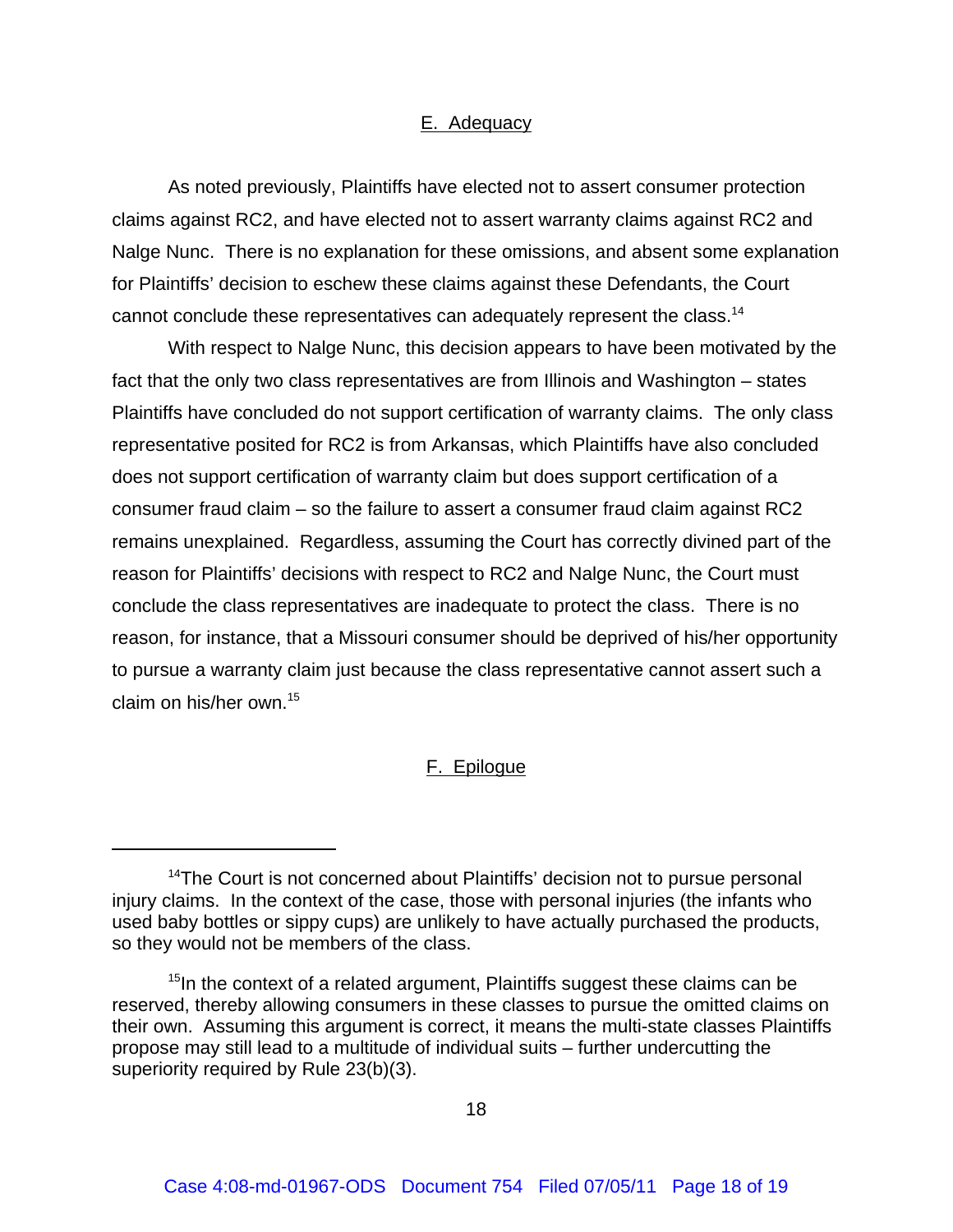## E. Adequacy

As noted previously, Plaintiffs have elected not to assert consumer protection claims against RC2, and have elected not to assert warranty claims against RC2 and Nalge Nunc. There is no explanation for these omissions, and absent some explanation for Plaintiffs' decision to eschew these claims against these Defendants, the Court cannot conclude these representatives can adequately represent the class.[14]

With respect to Nalge Nunc, this decision appears to have been motivated by the fact that the only two class representatives are from Illinois and Washington – states Plaintiffs have concluded do not support certification of warranty claims. The only class representative posited for RC2 is from Arkansas, which Plaintiffs have also concluded does not support certification of warranty claim but does support certification of a consumer fraud claim – so the failure to assert a consumer fraud claim against RC2 remains unexplained. Regardless, assuming the Court has correctly divined part of the reason for Plaintiffs' decisions with respect to RC2 and Nalge Nunc, the Court must conclude the class representatives are inadequate to protect the class. There is no reason, for instance, that a Missouri consumer should be deprived of his/her opportunity to pursue a warranty claim just because the class representative cannot assert such a claim on his/her own.[15]

## F. Epilogue

---

[14] The Court is not concerned about Plaintiffs' decision not to pursue personal injury claims. In the context of the case, those with personal injuries (the infants who used baby bottles or sippy cups) are unlikely to have actually purchased the products, so they would not be members of the class.

[15] In the context of a related argument, Plaintiffs suggest these claims can be reserved, thereby allowing consumers in these classes to pursue the omitted claims on their own. Assuming this argument is correct, it means the multi-state classes Plaintiffs propose may still lead to a multitude of individual suits – further undercutting the superiority required by Rule 23(b)(3).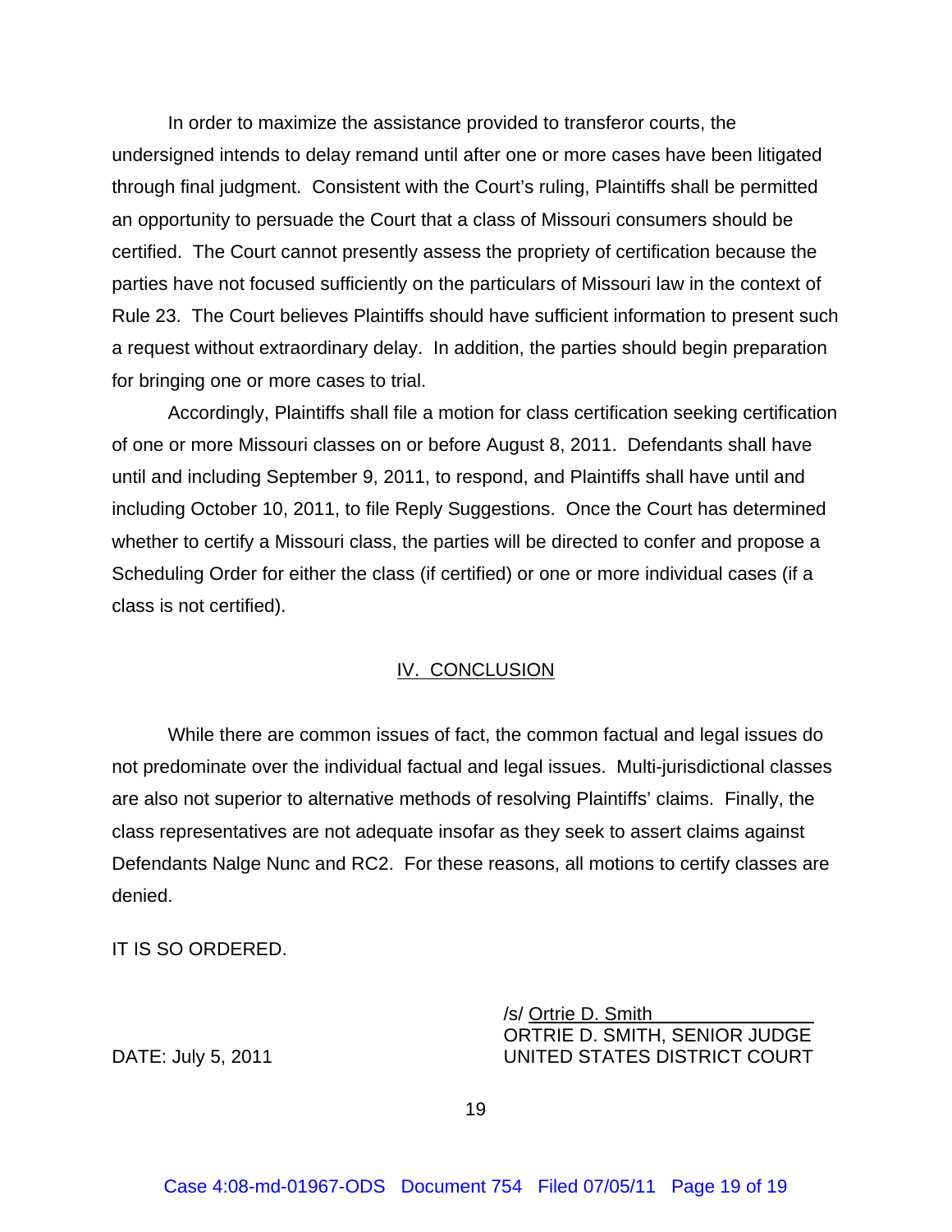In order to maximize the assistance provided to transferor courts, the undersigned intends to delay remand until after one or more cases have been litigated through final judgment. Consistent with the Court's ruling, Plaintiffs shall be permitted an opportunity to persuade the Court that a class of Missouri consumers should be certified. The Court cannot presently assess the propriety of certification because the parties have not focused sufficiently on the particulars of Missouri law in the context of Rule 23. The Court believes Plaintiffs should have sufficient information to present such a request without extraordinary delay. In addition, the parties should begin preparation for bringing one or more cases to trial.

Accordingly, Plaintiffs shall file a motion for class certification seeking certification of one or more Missouri classes on or before August 8, 2011. Defendants shall have until and including September 9, 2011, to respond, and Plaintiffs shall have until and including October 10, 2011, to file Reply Suggestions. Once the Court has determined whether to certify a Missouri class, the parties will be directed to confer and propose a Scheduling Order for either the class (if certified) or one or more individual cases (if a class is not certified).

## IV. CONCLUSION

While there are common issues of fact, the common factual and legal issues do not predominate over the individual factual and legal issues. Multi-jurisdictional classes are also not superior to alternative methods of resolving Plaintiffs' claims. Finally, the class representatives are not adequate insofar as they seek to assert claims against Defendants Nalge Nunc and RC2. For these reasons, all motions to certify classes are denied.

IT IS SO ORDERED.

/s/ Ortrie D. Smith
ORTRIE D. SMITH, SENIOR JUDGE
UNITED STATES DISTRICT COURT

DATE: July 5, 2011